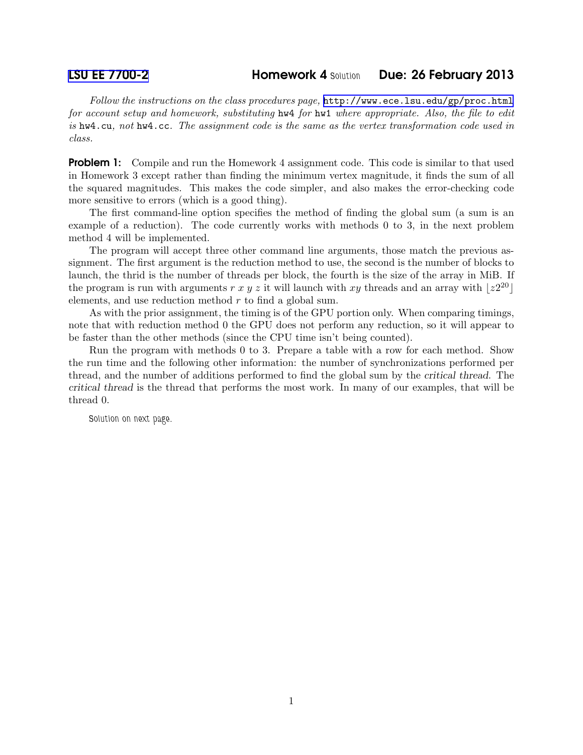**LSU EE 7700-2** **Homework 4** Solution **Due: 26 February 2013**

*Follow the instructions on the class procedures page,* http://www.ece.lsu.edu/gp/proc.html *for account setup and homework, substituting* `hw4` *for* `hw1` *where appropriate. Also, the file to edit is* `hw4.cu`*, not* `hw4.cc`*. The assignment code is the same as the vertex transformation code used in class.*

**Problem 1:** Compile and run the Homework 4 assignment code. This code is similar to that used in Homework 3 except rather than finding the minimum vertex magnitude, it finds the sum of all the squared magnitudes. This makes the code simpler, and also makes the error-checking code more sensitive to errors (which is a good thing).

The first command-line option specifies the method of finding the global sum (a sum is an example of a reduction). The code currently works with methods 0 to 3, in the next problem method 4 will be implemented.

The program will accept three other command line arguments, those match the previous assignment. The first argument is the reduction method to use, the second is the number of blocks to launch, the thrid is the number of threads per block, the fourth is the size of the array in MiB. If the program is run with arguments $r\ x\ y\ z$ it will launch with $xy$ threads and an array with $\lfloor z2^{20} \rfloor$ elements, and use reduction method $r$ to find a global sum.

As with the prior assignment, the timing is of the GPU portion only. When comparing timings, note that with reduction method 0 the GPU does not perform any reduction, so it will appear to be faster than the other methods (since the CPU time isn't being counted).

Run the program with methods 0 to 3. Prepare a table with a row for each method. Show the run time and the following other information: the number of synchronizations performed per thread, and the number of additions performed to find the global sum by the *critical thread*. The *critical thread* is the thread that performs the most work. In many of our examples, that will be thread 0.

Solution on next page.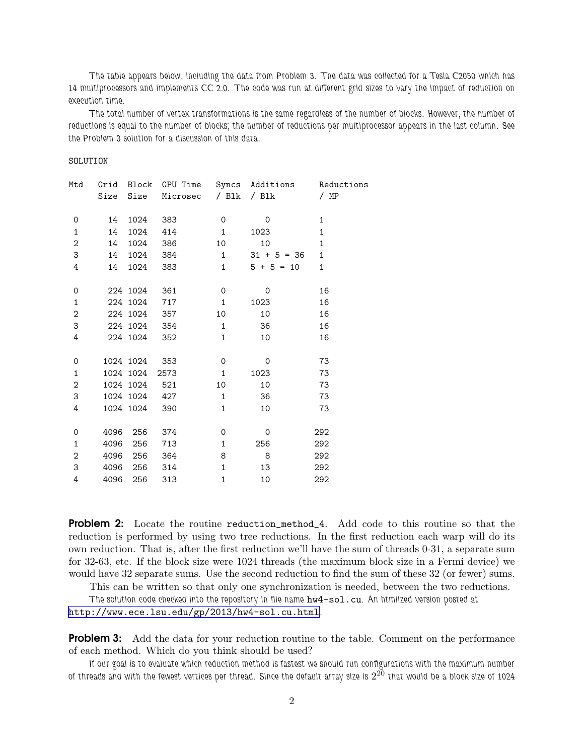The table appears below, including the data from Problem 3. The data was collected for a Tesla C2050 which has 14 multiprocessors and implements CC 2.0. The code was run at different grid sizes to vary the impact of reduction on execution time.

The total number of vertex transformations is the same regardless of the number of blocks. However, the number of reductions is equal to the number of blocks; the number of reductions per multiprocessor appears in the last column. See the Problem 3 solution for a discussion of this data.

SOLUTION

| Mtd | Grid Size | Block Size | GPU Time Microsec | Syncs / Blk | Additions / Blk | Reductions / MP |
|---|---|---|---|---|---|---|
| 0 | 14 | 1024 | 383 | 0 | 0 | 1 |
| 1 | 14 | 1024 | 414 | 1 | 1023 | 1 |
| 2 | 14 | 1024 | 386 | 10 | 10 | 1 |
| 3 | 14 | 1024 | 384 | 1 | 31 + 5 = 36 | 1 |
| 4 | 14 | 1024 | 383 | 1 | 5 + 5 = 10 | 1 |
| 0 | 224 | 1024 | 361 | 0 | 0 | 16 |
| 1 | 224 | 1024 | 717 | 1 | 1023 | 16 |
| 2 | 224 | 1024 | 357 | 10 | 10 | 16 |
| 3 | 224 | 1024 | 354 | 1 | 36 | 16 |
| 4 | 224 | 1024 | 352 | 1 | 10 | 16 |
| 0 | 1024 | 1024 | 353 | 0 | 0 | 73 |
| 1 | 1024 | 1024 | 2573 | 1 | 1023 | 73 |
| 2 | 1024 | 1024 | 521 | 10 | 10 | 73 |
| 3 | 1024 | 1024 | 427 | 1 | 36 | 73 |
| 4 | 1024 | 1024 | 390 | 1 | 10 | 73 |
| 0 | 4096 | 256 | 374 | 0 | 0 | 292 |
| 1 | 4096 | 256 | 713 | 1 | 256 | 292 |
| 2 | 4096 | 256 | 364 | 8 | 8 | 292 |
| 3 | 4096 | 256 | 314 | 1 | 13 | 292 |
| 4 | 4096 | 256 | 313 | 1 | 10 | 292 |

**Problem 2:** Locate the routine `reduction_method_4`. Add code to this routine so that the reduction is performed by using two tree reductions. In the first reduction each warp will do its own reduction. That is, after the first reduction we'll have the sum of threads 0-31, a separate sum for 32-63, etc. If the block size were 1024 threads (the maximum block size in a Fermi device) we would have 32 separate sums. Use the second reduction to find the sum of these 32 (or fewer) sums.

This can be written so that only one synchronization is needed, between the two reductions.

The solution code checked into the repository in file name `hw4-sol.cu`. An htmlized version posted at http://www.ece.lsu.edu/gp/2013/hw4-sol.cu.html.

**Problem 3:** Add the data for your reduction routine to the table. Comment on the performance of each method. Which do you think should be used?

If our goal is to evaluate which reduction method is fastest we should run configurations with the maximum number of threads and with the fewest vertices per thread. Since the default array size is $2^{20}$ that would be a block size of 1024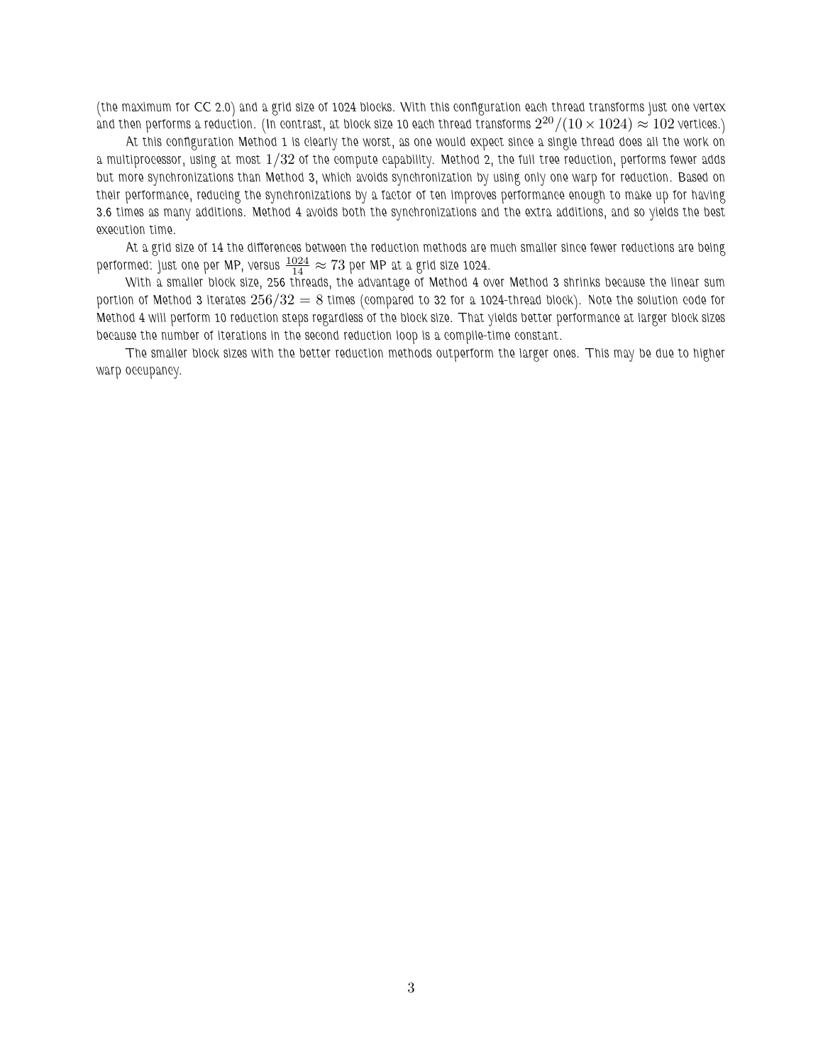(the maximum for CC 2.0) and a grid size of 1024 blocks. With this configuration each thread transforms just one vertex and then performs a reduction. (In contrast, at block size 10 each thread transforms $2^{20}/(10 \times 1024) \approx 102$ vertices.)

At this configuration Method 1 is clearly the worst, as one would expect since a single thread does all the work on a multiprocessor, using at most $1/32$ of the compute capability. Method 2, the full tree reduction, performs fewer adds but more synchronizations than Method 3, which avoids synchronization by using only one warp for reduction. Based on their performance, reducing the synchronizations by a factor of ten improves performance enough to make up for having 3.6 times as many additions. Method 4 avoids both the synchronizations and the extra additions, and so yields the best execution time.

At a grid size of 14 the differences between the reduction methods are much smaller since fewer reductions are being performed: just one per MP, versus $\frac{1024}{14} \approx 73$ per MP at a grid size 1024.

With a smaller block size, 256 threads, the advantage of Method 4 over Method 3 shrinks because the linear sum portion of Method 3 iterates $256/32 = 8$ times (compared to 32 for a 1024-thread block). Note the solution code for Method 4 will perform 10 reduction steps regardless of the block size. That yields better performance at larger block sizes because the number of iterations in the second reduction loop is a compile-time constant.

The smaller block sizes with the better reduction methods outperform the larger ones. This may be due to higher warp occupancy.